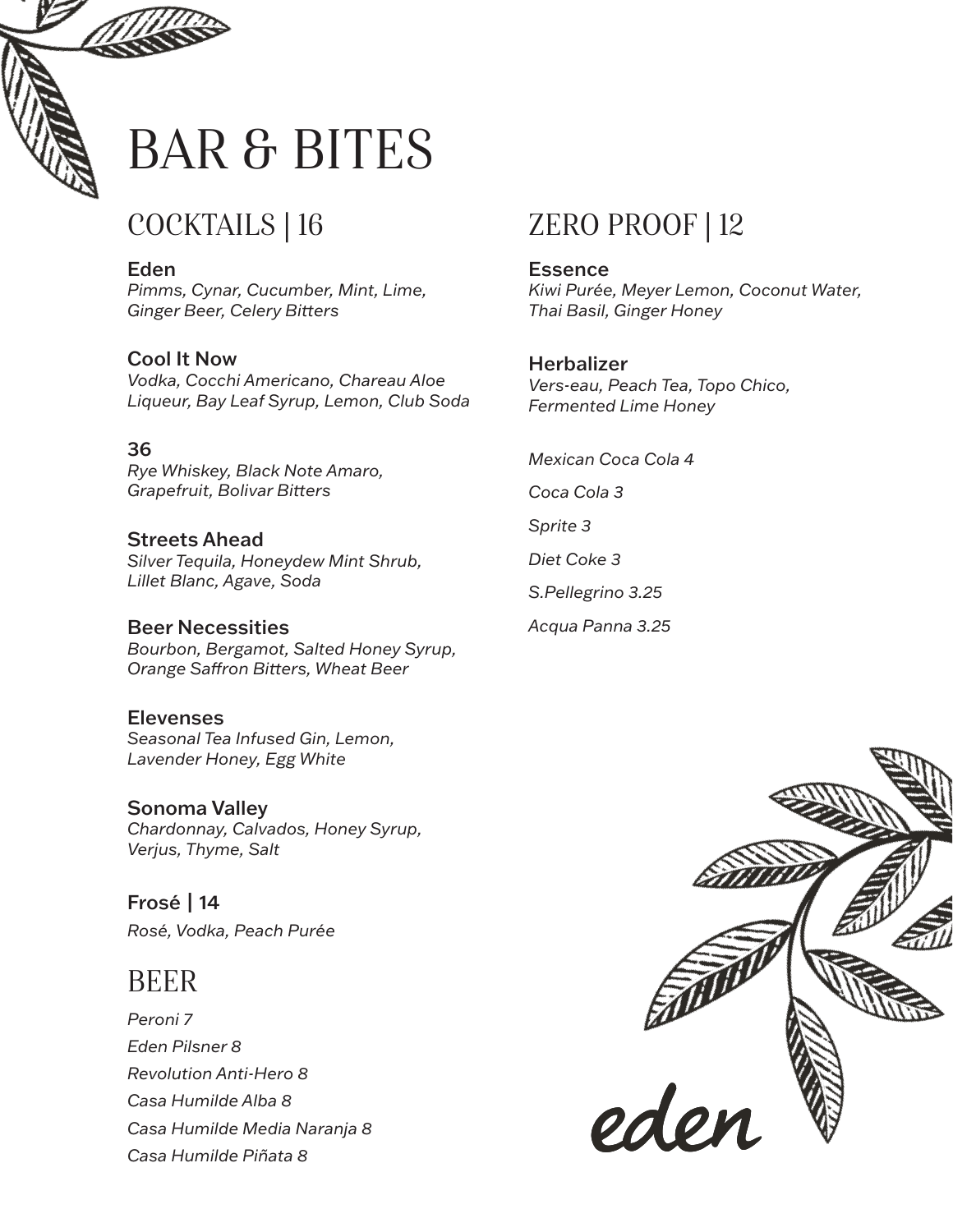# BAR & BITES

## COCKTAILS | 16

**Eden**
*Pimms, Cynar, Cucumber, Mint, Lime, Ginger Beer, Celery Bitters*

**Cool It Now**
*Vodka, Cocchi Americano, Chareau Aloe Liqueur, Bay Leaf Syrup, Lemon, Club Soda*

**36**
*Rye Whiskey, Black Note Amaro, Grapefruit, Bolivar Bitters*

**Streets Ahead**
*Silver Tequila, Honeydew Mint Shrub, Lillet Blanc, Agave, Soda*

**Beer Necessities**
*Bourbon, Bergamot, Salted Honey Syrup, Orange Saffron Bitters, Wheat Beer*

**Elevenses**
*Seasonal Tea Infused Gin, Lemon, Lavender Honey, Egg White*

**Sonoma Valley**
*Chardonnay, Calvados, Honey Syrup, Verjus, Thyme, Salt*

**Frosé | 14**
*Rosé, Vodka, Peach Purée*

## BEER

*Peroni 7*

*Eden Pilsner 8*

*Revolution Anti-Hero 8*

*Casa Humilde Alba 8*

*Casa Humilde Media Naranja 8*

*Casa Humilde Piñata 8*

## ZERO PROOF | 12

**Essence**
*Kiwi Purée, Meyer Lemon, Coconut Water, Thai Basil, Ginger Honey*

**Herbalizer**
*Vers-eau, Peach Tea, Topo Chico, Fermented Lime Honey*

*Mexican Coca Cola 4*

*Coca Cola 3*

*Sprite 3*

*Diet Coke 3*

*S.Pellegrino 3.25*

*Acqua Panna 3.25*

eden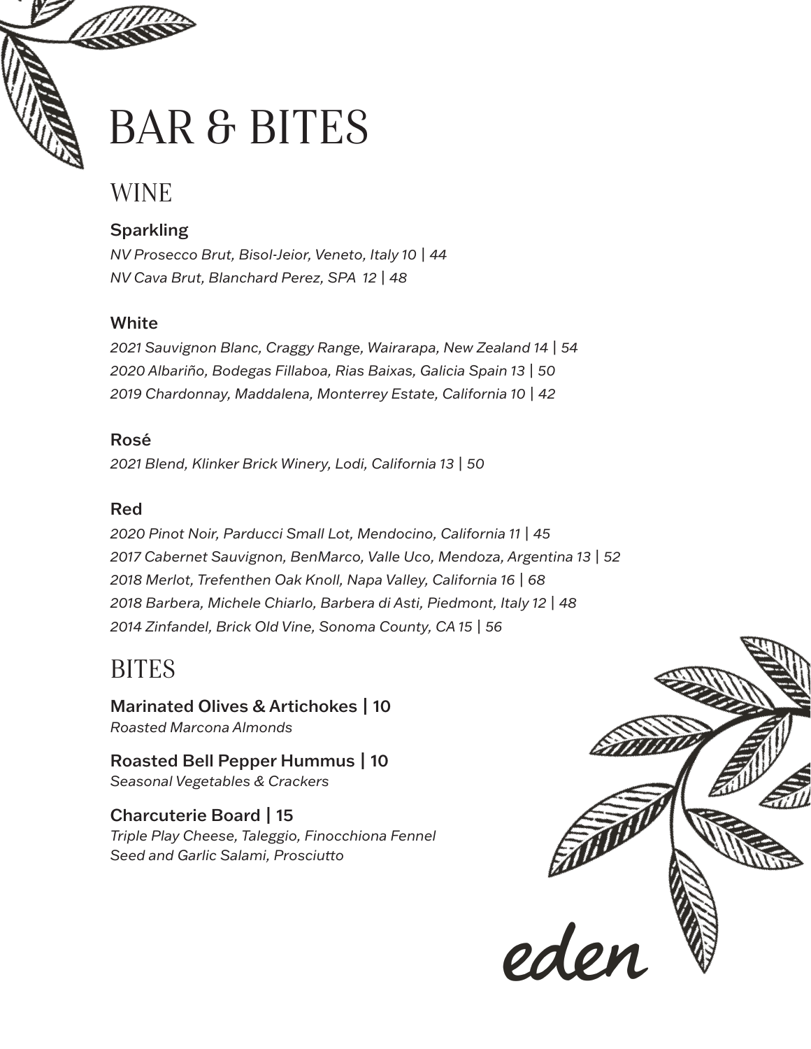# BAR & BITES

## WINE

### Sparkling

*NV Prosecco Brut, Bisol-Jeior, Veneto, Italy 10 | 44*
*NV Cava Brut, Blanchard Perez, SPA 12 | 48*

### White

*2021 Sauvignon Blanc, Craggy Range, Wairarapa, New Zealand 14 | 54*
*2020 Albariño, Bodegas Fillaboa, Rias Baixas, Galicia Spain 13 | 50*
*2019 Chardonnay, Maddalena, Monterrey Estate, California 10 | 42*

### Rosé

*2021 Blend, Klinker Brick Winery, Lodi, California 13 | 50*

### Red

*2020 Pinot Noir, Parducci Small Lot, Mendocino, California 11 | 45*
*2017 Cabernet Sauvignon, BenMarco, Valle Uco, Mendoza, Argentina 13 | 52*
*2018 Merlot, Trefenthen Oak Knoll, Napa Valley, California 16 | 68*
*2018 Barbera, Michele Chiarlo, Barbera di Asti, Piedmont, Italy 12 | 48*
*2014 Zinfandel, Brick Old Vine, Sonoma County, CA 15 | 56*

## BITES

**Marinated Olives & Artichokes | 10**
*Roasted Marcona Almonds*

**Roasted Bell Pepper Hummus | 10**
*Seasonal Vegetables & Crackers*

**Charcuterie Board | 15**
*Triple Play Cheese, Taleggio, Finocchiona Fennel Seed and Garlic Salami, Prosciutto*

eden